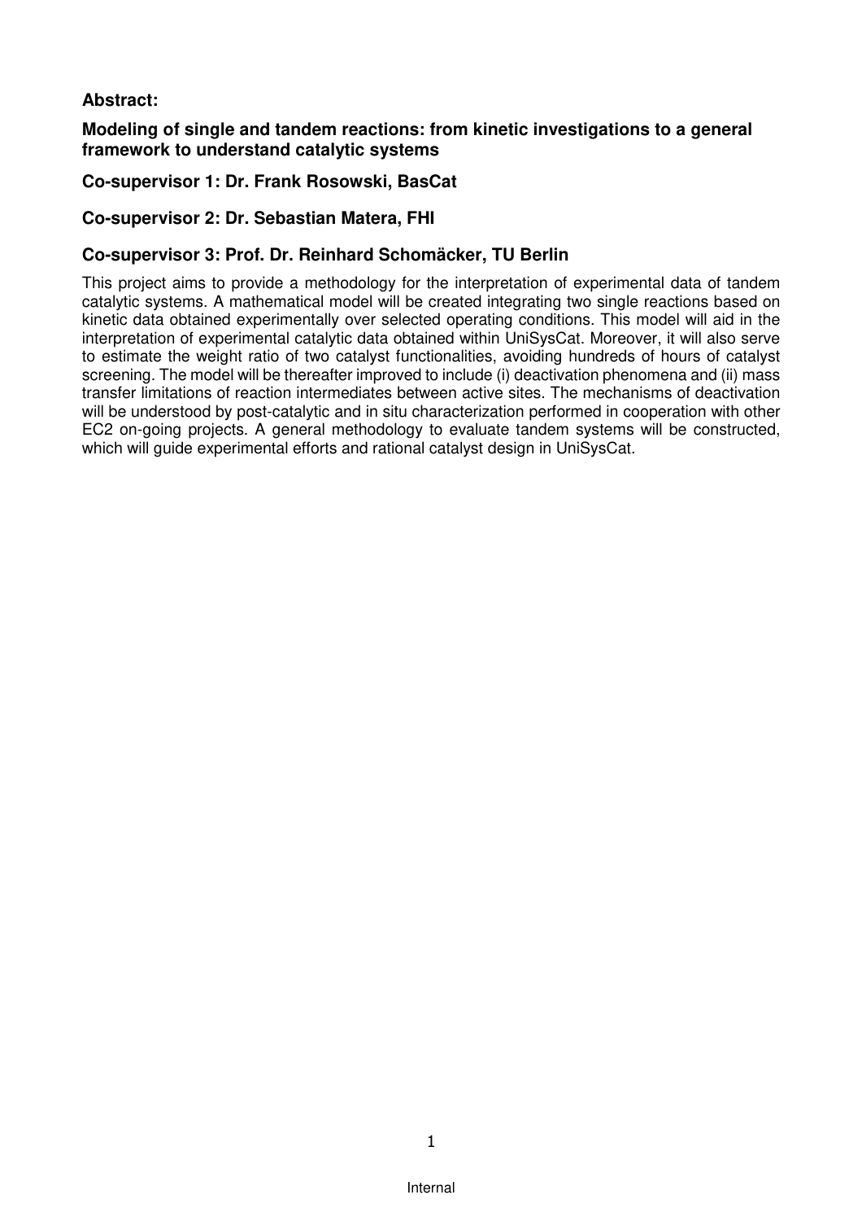**Abstract:**

**Modeling of single and tandem reactions: from kinetic investigations to a general framework to understand catalytic systems**

**Co-supervisor 1: Dr. Frank Rosowski, BasCat**

**Co-supervisor 2: Dr. Sebastian Matera, FHI**

**Co-supervisor 3: Prof. Dr. Reinhard Schomäcker, TU Berlin**

This project aims to provide a methodology for the interpretation of experimental data of tandem catalytic systems. A mathematical model will be created integrating two single reactions based on kinetic data obtained experimentally over selected operating conditions. This model will aid in the interpretation of experimental catalytic data obtained within UniSysCat. Moreover, it will also serve to estimate the weight ratio of two catalyst functionalities, avoiding hundreds of hours of catalyst screening. The model will be thereafter improved to include (i) deactivation phenomena and (ii) mass transfer limitations of reaction intermediates between active sites. The mechanisms of deactivation will be understood by post-catalytic and in situ characterization performed in cooperation with other EC2 on-going projects. A general methodology to evaluate tandem systems will be constructed, which will guide experimental efforts and rational catalyst design in UniSysCat.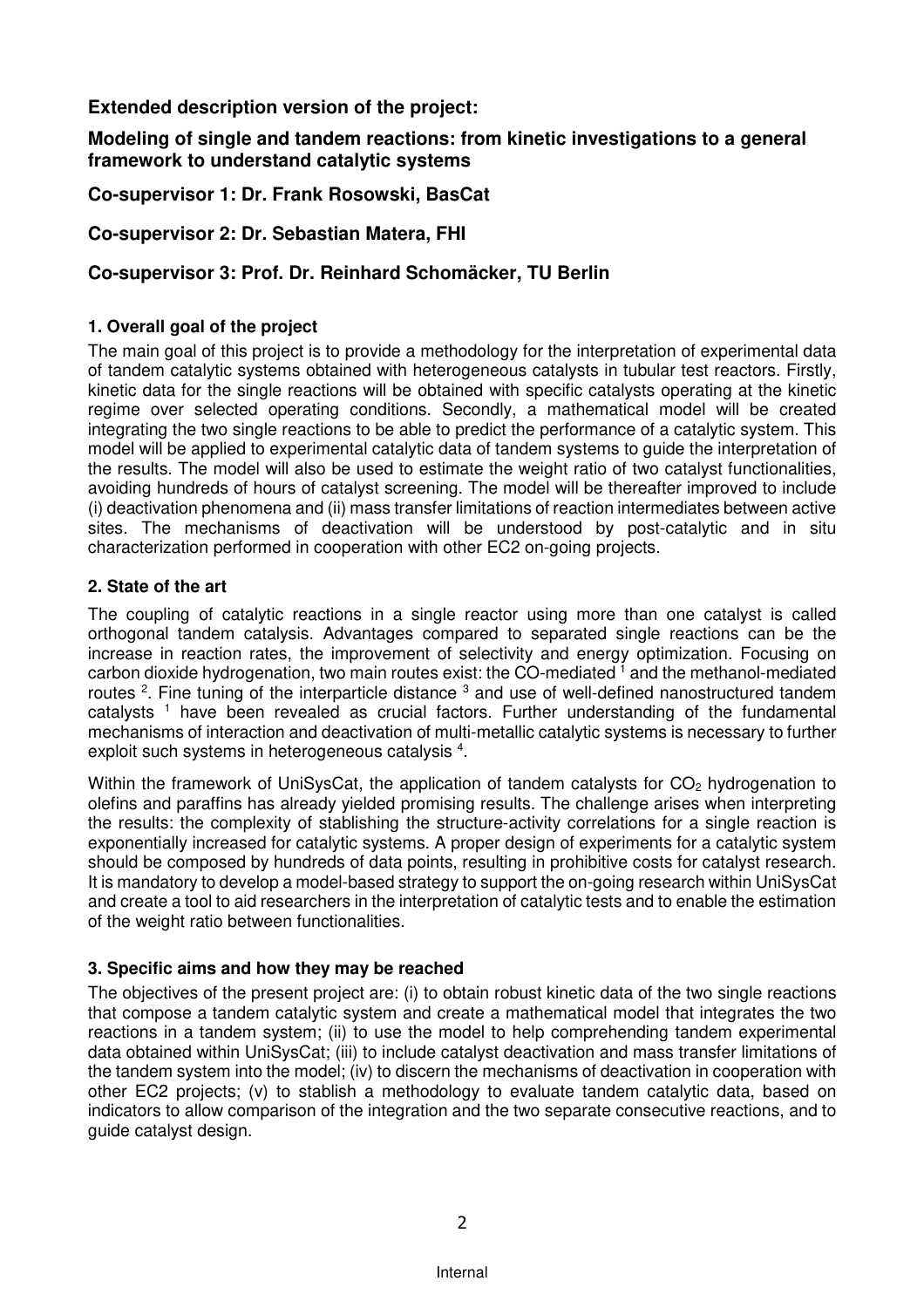**Extended description version of the project:**

**Modeling of single and tandem reactions: from kinetic investigations to a general framework to understand catalytic systems**

**Co-supervisor 1: Dr. Frank Rosowski, BasCat**

**Co-supervisor 2: Dr. Sebastian Matera, FHI**

**Co-supervisor 3: Prof. Dr. Reinhard Schomäcker, TU Berlin**

### 1. Overall goal of the project

The main goal of this project is to provide a methodology for the interpretation of experimental data of tandem catalytic systems obtained with heterogeneous catalysts in tubular test reactors. Firstly, kinetic data for the single reactions will be obtained with specific catalysts operating at the kinetic regime over selected operating conditions. Secondly, a mathematical model will be created integrating the two single reactions to be able to predict the performance of a catalytic system. This model will be applied to experimental catalytic data of tandem systems to guide the interpretation of the results. The model will also be used to estimate the weight ratio of two catalyst functionalities, avoiding hundreds of hours of catalyst screening. The model will be thereafter improved to include (i) deactivation phenomena and (ii) mass transfer limitations of reaction intermediates between active sites. The mechanisms of deactivation will be understood by post-catalytic and in situ characterization performed in cooperation with other EC2 on-going projects.

### 2. State of the art

The coupling of catalytic reactions in a single reactor using more than one catalyst is called orthogonal tandem catalysis. Advantages compared to separated single reactions can be the increase in reaction rates, the improvement of selectivity and energy optimization. Focusing on carbon dioxide hydrogenation, two main routes exist: the CO-mediated [1] and the methanol-mediated routes [2]. Fine tuning of the interparticle distance [3] and use of well-defined nanostructured tandem catalysts [1] have been revealed as crucial factors. Further understanding of the fundamental mechanisms of interaction and deactivation of multi-metallic catalytic systems is necessary to further exploit such systems in heterogeneous catalysis [4].

Within the framework of UniSysCat, the application of tandem catalysts for $CO_2$ hydrogenation to olefins and paraffins has already yielded promising results. The challenge arises when interpreting the results: the complexity of stablishing the structure-activity correlations for a single reaction is exponentially increased for catalytic systems. A proper design of experiments for a catalytic system should be composed by hundreds of data points, resulting in prohibitive costs for catalyst research. It is mandatory to develop a model-based strategy to support the on-going research within UniSysCat and create a tool to aid researchers in the interpretation of catalytic tests and to enable the estimation of the weight ratio between functionalities.

### 3. Specific aims and how they may be reached

The objectives of the present project are: (i) to obtain robust kinetic data of the two single reactions that compose a tandem catalytic system and create a mathematical model that integrates the two reactions in a tandem system; (ii) to use the model to help comprehending tandem experimental data obtained within UniSysCat; (iii) to include catalyst deactivation and mass transfer limitations of the tandem system into the model; (iv) to discern the mechanisms of deactivation in cooperation with other EC2 projects; (v) to stablish a methodology to evaluate tandem catalytic data, based on indicators to allow comparison of the integration and the two separate consecutive reactions, and to guide catalyst design.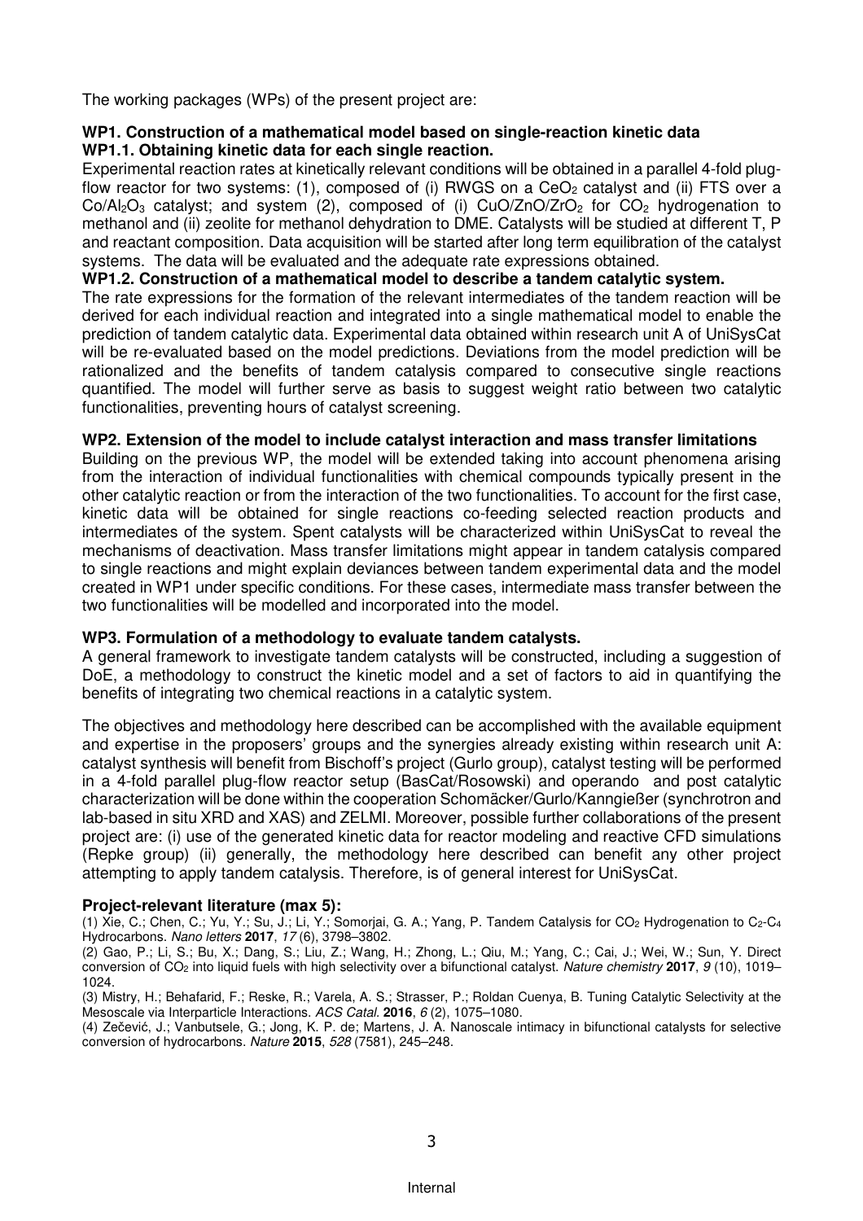The working packages (WPs) of the present project are:

**WP1. Construction of a mathematical model based on single-reaction kinetic data**
**WP1.1. Obtaining kinetic data for each single reaction.**

Experimental reaction rates at kinetically relevant conditions will be obtained in a parallel 4-fold plug-flow reactor for two systems: (1), composed of (i) RWGS on a $CeO_2$ catalyst and (ii) FTS over a $Co/Al_2O_3$ catalyst; and system (2), composed of (i) $CuO/ZnO/ZrO_2$ for $CO_2$ hydrogenation to methanol and (ii) zeolite for methanol dehydration to DME. Catalysts will be studied at different T, P and reactant composition. Data acquisition will be started after long term equilibration of the catalyst systems. The data will be evaluated and the adequate rate expressions obtained.

**WP1.2. Construction of a mathematical model to describe a tandem catalytic system.**

The rate expressions for the formation of the relevant intermediates of the tandem reaction will be derived for each individual reaction and integrated into a single mathematical model to enable the prediction of tandem catalytic data. Experimental data obtained within research unit A of UniSysCat will be re-evaluated based on the model predictions. Deviations from the model prediction will be rationalized and the benefits of tandem catalysis compared to consecutive single reactions quantified. The model will further serve as basis to suggest weight ratio between two catalytic functionalities, preventing hours of catalyst screening.

**WP2. Extension of the model to include catalyst interaction and mass transfer limitations**

Building on the previous WP, the model will be extended taking into account phenomena arising from the interaction of individual functionalities with chemical compounds typically present in the other catalytic reaction or from the interaction of the two functionalities. To account for the first case, kinetic data will be obtained for single reactions co-feeding selected reaction products and intermediates of the system. Spent catalysts will be characterized within UniSysCat to reveal the mechanisms of deactivation. Mass transfer limitations might appear in tandem catalysis compared to single reactions and might explain deviances between tandem experimental data and the model created in WP1 under specific conditions. For these cases, intermediate mass transfer between the two functionalities will be modelled and incorporated into the model.

**WP3. Formulation of a methodology to evaluate tandem catalysts.**

A general framework to investigate tandem catalysts will be constructed, including a suggestion of DoE, a methodology to construct the kinetic model and a set of factors to aid in quantifying the benefits of integrating two chemical reactions in a catalytic system.

The objectives and methodology here described can be accomplished with the available equipment and expertise in the proposers' groups and the synergies already existing within research unit A: catalyst synthesis will benefit from Bischoff's project (Gurlo group), catalyst testing will be performed in a 4-fold parallel plug-flow reactor setup (BasCat/Rosowski) and operando and post catalytic characterization will be done within the cooperation Schomäcker/Gurlo/Kanngießer (synchrotron and lab-based in situ XRD and XAS) and ZELMI. Moreover, possible further collaborations of the present project are: (i) use of the generated kinetic data for reactor modeling and reactive CFD simulations (Repke group) (ii) generally, the methodology here described can benefit any other project attempting to apply tandem catalysis. Therefore, is of general interest for UniSysCat.

**Project-relevant literature (max 5):**

(1) Xie, C.; Chen, C.; Yu, Y.; Su, J.; Li, Y.; Somorjai, G. A.; Yang, P. Tandem Catalysis for $CO_2$ Hydrogenation to $C_2$-$C_4$ Hydrocarbons. *Nano letters* **2017**, *17* (6), 3798–3802.

(2) Gao, P.; Li, S.; Bu, X.; Dang, S.; Liu, Z.; Wang, H.; Zhong, L.; Qiu, M.; Yang, C.; Cai, J.; Wei, W.; Sun, Y. Direct conversion of $CO_2$ into liquid fuels with high selectivity over a bifunctional catalyst. *Nature chemistry* **2017**, *9* (10), 1019–1024.

(3) Mistry, H.; Behafarid, F.; Reske, R.; Varela, A. S.; Strasser, P.; Roldan Cuenya, B. Tuning Catalytic Selectivity at the Mesoscale via Interparticle Interactions. *ACS Catal.* **2016**, *6* (2), 1075–1080.

(4) Zečević, J.; Vanbutsele, G.; Jong, K. P. de; Martens, J. A. Nanoscale intimacy in bifunctional catalysts for selective conversion of hydrocarbons. *Nature* **2015**, *528* (7581), 245–248.

Internal